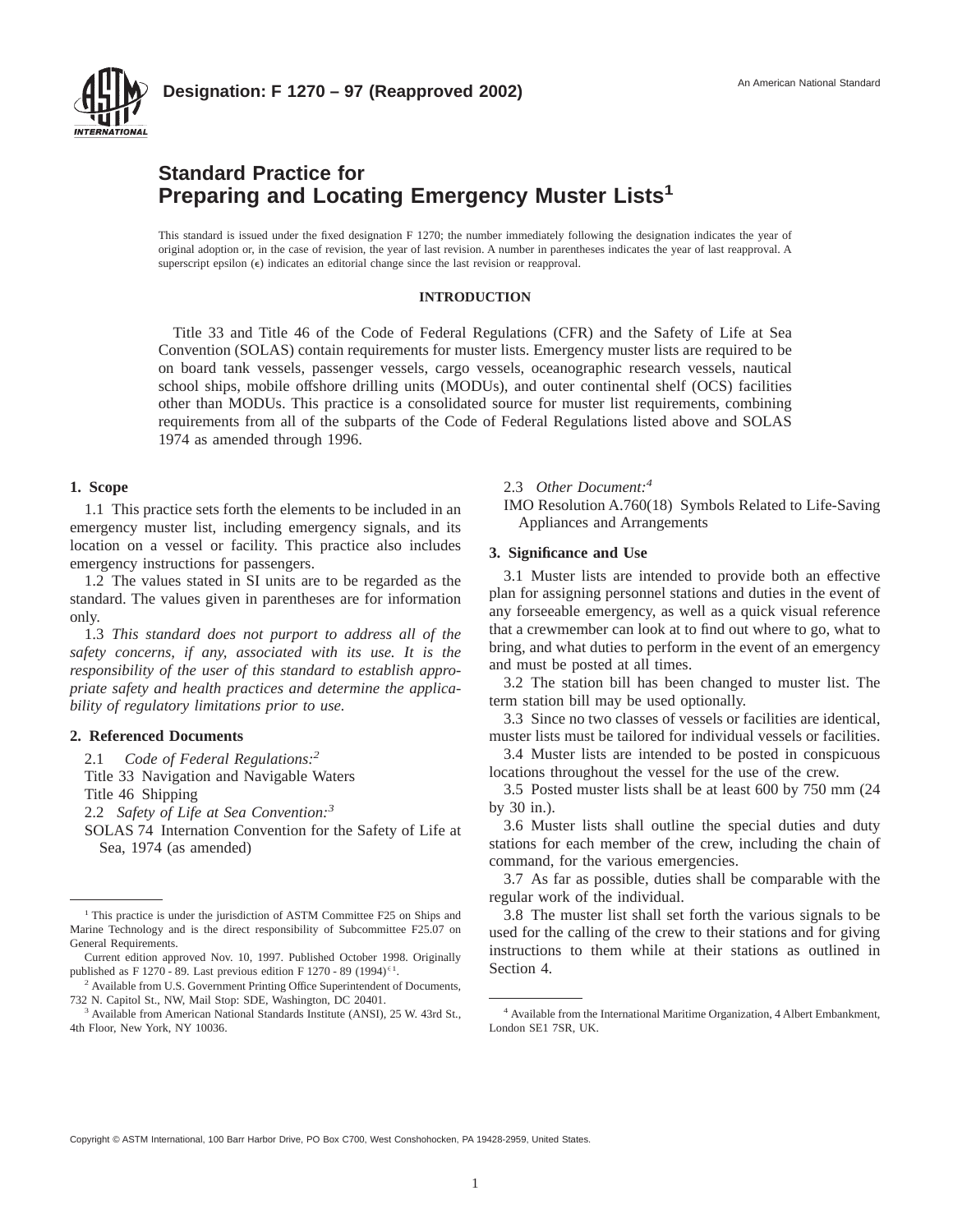**Designation: F 1270 – 97 (Reapproved 2002)**

An American National Standard

# Standard Practice for Preparing and Locating Emergency Muster Lists[1]

This standard is issued under the fixed designation F 1270; the number immediately following the designation indicates the year of original adoption or, in the case of revision, the year of last revision. A number in parentheses indicates the year of last reapproval. A superscript epsilon (ε) indicates an editorial change since the last revision or reapproval.

## INTRODUCTION

Title 33 and Title 46 of the Code of Federal Regulations (CFR) and the Safety of Life at Sea Convention (SOLAS) contain requirements for muster lists. Emergency muster lists are required to be on board tank vessels, passenger vessels, cargo vessels, oceanographic research vessels, nautical school ships, mobile offshore drilling units (MODUs), and outer continental shelf (OCS) facilities other than MODUs. This practice is a consolidated source for muster list requirements, combining requirements from all of the subparts of the Code of Federal Regulations listed above and SOLAS 1974 as amended through 1996.

## 1. Scope

1.1 This practice sets forth the elements to be included in an emergency muster list, including emergency signals, and its location on a vessel or facility. This practice also includes emergency instructions for passengers.

1.2 The values stated in SI units are to be regarded as the standard. The values given in parentheses are for information only.

1.3 *This standard does not purport to address all of the safety concerns, if any, associated with its use. It is the responsibility of the user of this standard to establish appropriate safety and health practices and determine the applicability of regulatory limitations prior to use.*

## 2. Referenced Documents

2.1 *Code of Federal Regulations:*[2]

Title 33 Navigation and Navigable Waters

Title 46 Shipping

2.2 *Safety of Life at Sea Convention:*[3]

SOLAS 74 Internation Convention for the Safety of Life at Sea, 1974 (as amended)

2.3 *Other Document:*[4]

IMO Resolution A.760(18) Symbols Related to Life-Saving Appliances and Arrangements

## 3. Significance and Use

3.1 Muster lists are intended to provide both an effective plan for assigning personnel stations and duties in the event of any forseeable emergency, as well as a quick visual reference that a crewmember can look at to find out where to go, what to bring, and what duties to perform in the event of an emergency and must be posted at all times.

3.2 The station bill has been changed to muster list. The term station bill may be used optionally.

3.3 Since no two classes of vessels or facilities are identical, muster lists must be tailored for individual vessels or facilities.

3.4 Muster lists are intended to be posted in conspicuous locations throughout the vessel for the use of the crew.

3.5 Posted muster lists shall be at least 600 by 750 mm (24 by 30 in.).

3.6 Muster lists shall outline the special duties and duty stations for each member of the crew, including the chain of command, for the various emergencies.

3.7 As far as possible, duties shall be comparable with the regular work of the individual.

3.8 The muster list shall set forth the various signals to be used for the calling of the crew to their stations and for giving instructions to them while at their stations as outlined in Section 4.

---

[1] This practice is under the jurisdiction of ASTM Committee F25 on Ships and Marine Technology and is the direct responsibility of Subcommittee F25.07 on General Requirements.

Current edition approved Nov. 10, 1997. Published October 1998. Originally published as F 1270 - 89. Last previous edition F 1270 - 89 (1994)$^{\epsilon 1}$.

[2] Available from U.S. Government Printing Office Superintendent of Documents, 732 N. Capitol St., NW, Mail Stop: SDE, Washington, DC 20401.

[3] Available from American National Standards Institute (ANSI), 25 W. 43rd St., 4th Floor, New York, NY 10036.

[4] Available from the International Maritime Organization, 4 Albert Embankment, London SE1 7SR, UK.

Copyright © ASTM International, 100 Barr Harbor Drive, PO Box C700, West Conshohocken, PA 19428-2959, United States.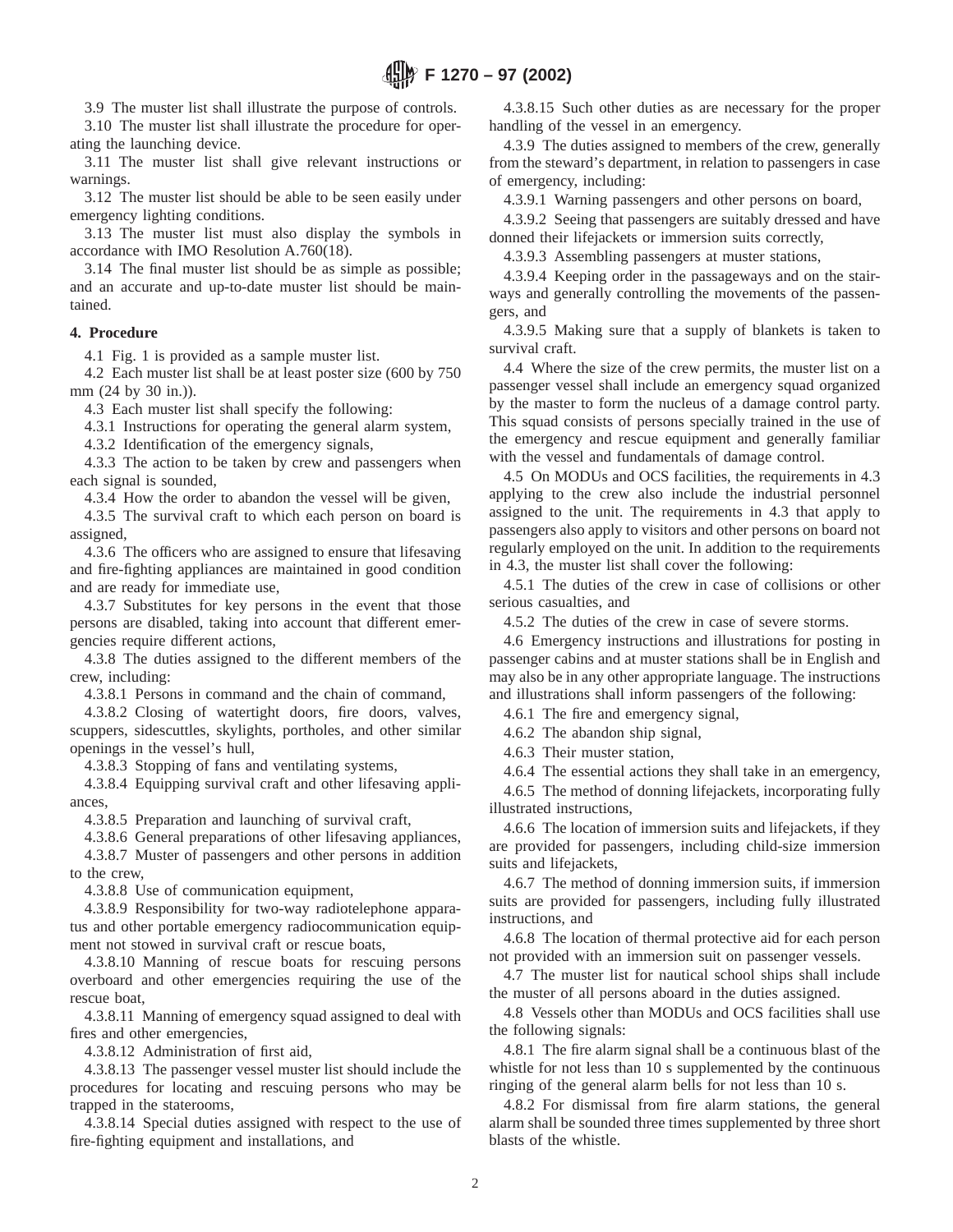3.9 The muster list shall illustrate the purpose of controls.

3.10 The muster list shall illustrate the procedure for operating the launching device.

3.11 The muster list shall give relevant instructions or warnings.

3.12 The muster list should be able to be seen easily under emergency lighting conditions.

3.13 The muster list must also display the symbols in accordance with IMO Resolution A.760(18).

3.14 The final muster list should be as simple as possible; and an accurate and up-to-date muster list should be maintained.

## 4. Procedure

4.1 Fig. 1 is provided as a sample muster list.

4.2 Each muster list shall be at least poster size (600 by 750 mm (24 by 30 in.)).

4.3 Each muster list shall specify the following:

4.3.1 Instructions for operating the general alarm system,

4.3.2 Identification of the emergency signals,

4.3.3 The action to be taken by crew and passengers when each signal is sounded,

4.3.4 How the order to abandon the vessel will be given,

4.3.5 The survival craft to which each person on board is assigned,

4.3.6 The officers who are assigned to ensure that lifesaving and fire-fighting appliances are maintained in good condition and are ready for immediate use,

4.3.7 Substitutes for key persons in the event that those persons are disabled, taking into account that different emergencies require different actions,

4.3.8 The duties assigned to the different members of the crew, including:

4.3.8.1 Persons in command and the chain of command,

4.3.8.2 Closing of watertight doors, fire doors, valves, scuppers, sidescuttles, skylights, portholes, and other similar openings in the vessel's hull,

4.3.8.3 Stopping of fans and ventilating systems,

4.3.8.4 Equipping survival craft and other lifesaving appliances,

4.3.8.5 Preparation and launching of survival craft,

4.3.8.6 General preparations of other lifesaving appliances,

4.3.8.7 Muster of passengers and other persons in addition to the crew,

4.3.8.8 Use of communication equipment,

4.3.8.9 Responsibility for two-way radiotelephone apparatus and other portable emergency radiocommunication equipment not stowed in survival craft or rescue boats,

4.3.8.10 Manning of rescue boats for rescuing persons overboard and other emergencies requiring the use of the rescue boat,

4.3.8.11 Manning of emergency squad assigned to deal with fires and other emergencies,

4.3.8.12 Administration of first aid,

4.3.8.13 The passenger vessel muster list should include the procedures for locating and rescuing persons who may be trapped in the staterooms,

4.3.8.14 Special duties assigned with respect to the use of fire-fighting equipment and installations, and

4.3.8.15 Such other duties as are necessary for the proper handling of the vessel in an emergency.

4.3.9 The duties assigned to members of the crew, generally from the steward's department, in relation to passengers in case of emergency, including:

4.3.9.1 Warning passengers and other persons on board,

4.3.9.2 Seeing that passengers are suitably dressed and have donned their lifejackets or immersion suits correctly,

4.3.9.3 Assembling passengers at muster stations,

4.3.9.4 Keeping order in the passageways and on the stairways and generally controlling the movements of the passengers, and

4.3.9.5 Making sure that a supply of blankets is taken to survival craft.

4.4 Where the size of the crew permits, the muster list on a passenger vessel shall include an emergency squad organized by the master to form the nucleus of a damage control party. This squad consists of persons specially trained in the use of the emergency and rescue equipment and generally familiar with the vessel and fundamentals of damage control.

4.5 On MODUs and OCS facilities, the requirements in 4.3 applying to the crew also include the industrial personnel assigned to the unit. The requirements in 4.3 that apply to passengers also apply to visitors and other persons on board not regularly employed on the unit. In addition to the requirements in 4.3, the muster list shall cover the following:

4.5.1 The duties of the crew in case of collisions or other serious casualties, and

4.5.2 The duties of the crew in case of severe storms.

4.6 Emergency instructions and illustrations for posting in passenger cabins and at muster stations shall be in English and may also be in any other appropriate language. The instructions and illustrations shall inform passengers of the following:

4.6.1 The fire and emergency signal,

4.6.2 The abandon ship signal,

4.6.3 Their muster station,

4.6.4 The essential actions they shall take in an emergency,

4.6.5 The method of donning lifejackets, incorporating fully illustrated instructions,

4.6.6 The location of immersion suits and lifejackets, if they are provided for passengers, including child-size immersion suits and lifejackets,

4.6.7 The method of donning immersion suits, if immersion suits are provided for passengers, including fully illustrated instructions, and

4.6.8 The location of thermal protective aid for each person not provided with an immersion suit on passenger vessels.

4.7 The muster list for nautical school ships shall include the muster of all persons aboard in the duties assigned.

4.8 Vessels other than MODUs and OCS facilities shall use the following signals:

4.8.1 The fire alarm signal shall be a continuous blast of the whistle for not less than 10 s supplemented by the continuous ringing of the general alarm bells for not less than 10 s.

4.8.2 For dismissal from fire alarm stations, the general alarm shall be sounded three times supplemented by three short blasts of the whistle.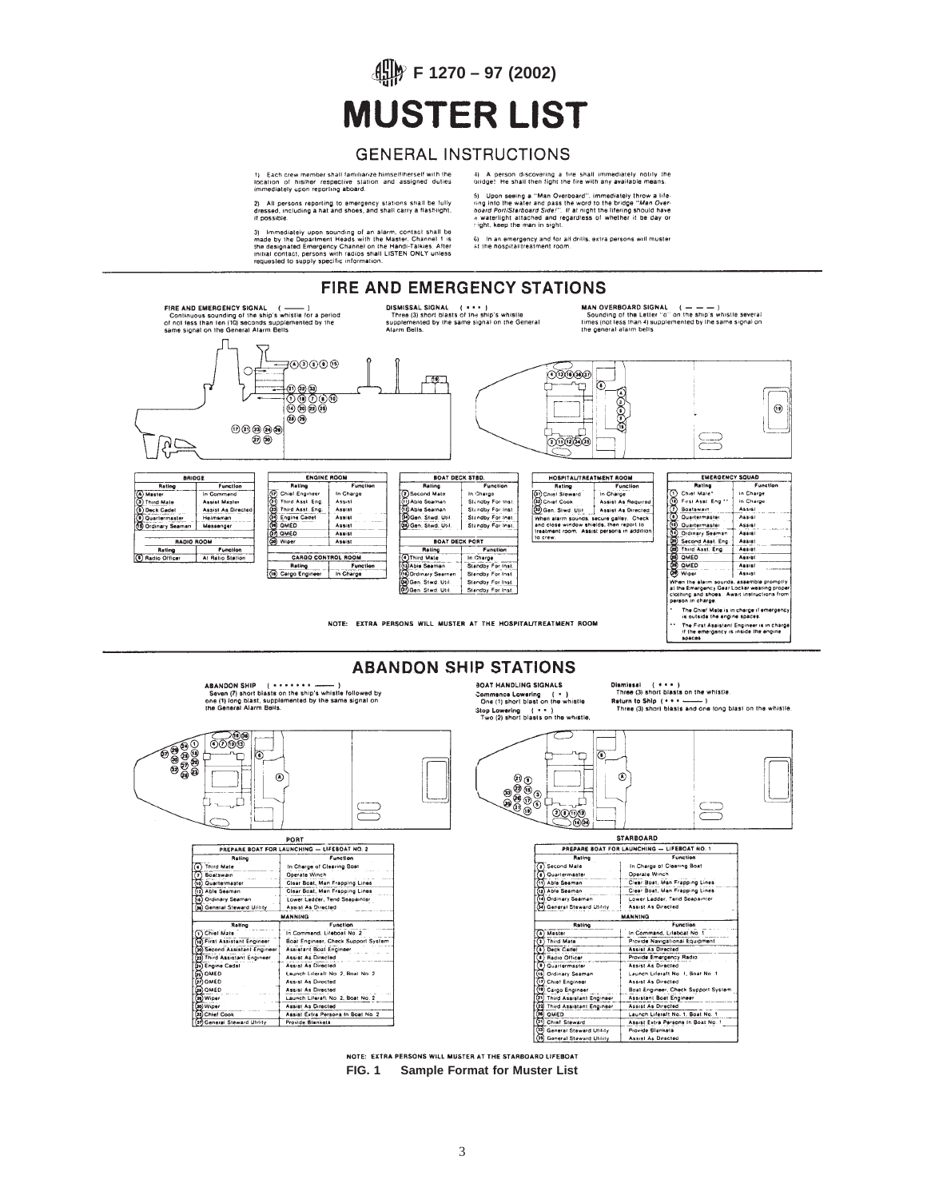# MUSTER LIST

## GENERAL INSTRUCTIONS

1) Each crew member shall familiarize himself/herself with the location of his/her respective station and assigned duties immediately upon reporting aboard.

2) All persons reporting to emergency stations shall be fully dressed, including a hat and shoes, and shall carry a flashlight, if possible.

3) Immediately upon sounding of an alarm, contact shall be made by the Department Heads with the Master. Channel 1 is the designated Emergency Channel on the Handi-Talkies. After initial contact, persons with radios shall LISTEN ONLY unless requested to supply specific information.

4) A person discovering a fire shall immediately notify the bridge! He shall then fight the fire with any available means.

5) Upon seeing a "Man Overboard", immediately throw a lifering into the water and pass the word to the bridge "*Man Overboard Port/Starboard Side!*". If at night the lifering should have a waterlight attached and regardless of whether it be day or night, keep the man in sight.

6) In an emergency and for all drills, extra persons will muster at the hospital/treatment room.

## FIRE AND EMERGENCY STATIONS

**FIRE AND EMERGENCY SIGNAL** ( ——— )
Continuous sounding of the ship's whistle for a period of not less than ten (10) seconds supplemented by the same signal on the General Alarm Bells.

**DISMISSAL SIGNAL** ( • • • )
Three (3) short blasts of the ship's whistle supplemented by the same signal on the General Alarm Bells.

**MAN OVERBOARD SIGNAL** ( — — — )
Sounding of the Letter "o" on the ship's whistle several times (not less than 4) supplemented by the same signal on the general alarm bells.

| BRIDGE | |
|---|---|
| Rating | Function |
| (4) Master | In Command |
| (3) Third Mate | Assist Master |
| (5) Deck Cadet | Assist As Directed |
| (8) Quartermaster | Helmsman |
| (15) Ordinary Seaman | Messenger |

| RADIO ROOM | |
|---|---|
| Rating | Function |
| (6) Radio Officer | At Radio Station |

| ENGINE ROOM | |
|---|---|
| Rating | Function |
| (17) Chief Engineer | In Charge |
| (21) Third Asst. Eng. | Assist |
| (23) Third Asst. Eng. | Assist |
| (24) Engine Cadet | Assist |
| (26) QMED | Assist |
| (27) QMED | Assist |
| (28) Wiper | Assist |

| CARGO CONTROL ROOM | |
|---|---|
| Rating | Function |
| (19) Cargo Engineer | In Charge |

| BOAT DECK STBD. | |
|---|---|
| Rating | Function |
| (2) Second Mate | In Charge |
| (11) Able Seaman | Standby For Inst. |
| (12) Able Seaman | Standby For Inst. |
| (34) Gen. Stwd. Util. | Standby For Inst. |
| (35) Gen. Stwd. Util. | Standby For Inst. |

| BOAT DECK PORT | |
|---|---|
| Rating | Function |
| (4) Third Mate | In Charge |
| (13) Able Seaman | Standby For Inst. |
| (16) Ordinary Seaman | Standby For Inst. |
| (36) Gen. Stwd. Util. | Standby For Inst. |
| (37) Gen. Stwd. Util. | Standby For Inst. |

| HOSPITAL/TREATMENT ROOM | |
|---|---|
| Rating | Function |
| (31) Chief Steward | In Charge |
| (32) Chief Cook | Assist As Required |
| (33) Gen. Stwd. Util. | Assist As Directed |

When alarm sounds, secure galley. Check and close window shields, then report to treatment room. Assist persons in addition to crew.

| EMERGENCY SQUAD | |
|---|---|
| Rating | Function |
| (1) Chief Mate* | In Charge |
| (18) First Asst. Eng.** | In Charge |
| (7) Boatswain | Assist |
| (9) Quartermaster | Assist |
| (10) Quartermaster | Assist |
| (14) Ordinary Seaman | Assist |
| (20) Second Asst. Eng. | Assist |
| (22) Third Asst. Eng. | Assist |
| (25) QMED | Assist |
| (29) QMED | Assist |
| (30) Wiper | Assist |

When the alarm sounds, assemble promptly at the Emergency Gear Locker wearing proper clothing and shoes. Await instructions from person in charge.

\* The Chief Mate is in charge if emergency is outside the engine spaces.

\*\* The First Assistant Engineer is in charge if the emergency is inside the engine spaces.

NOTE: EXTRA PERSONS WILL MUSTER AT THE HOSPITAL/TREATMENT ROOM

## ABANDON SHIP STATIONS

**ABANDON SHIP** ( • • • • • • • ——— )
Seven (7) short blasts on the ship's whistle followed by one (1) long blast, supplemented by the same signal on the General Alarm Bells.

**BOAT HANDLING SIGNALS**
**Commence Lowering** ( • )
One (1) short blast on the whistle
**Stop Lowering** ( • • )
Two (2) short blasts on the whistle.

**Dismissal** ( • • • )
Three (3) short blasts on the whistle.
**Return to Ship** ( • • • ——— )
Three (3) short blasts and one long blast on the whistle.

**PORT**

| PREPARE BOAT FOR LAUNCHING — LIFEBOAT NO. 2 | |
|---|---|
| Rating | Function |
| (4) Third Mate | In Charge of Clearing Boat |
| (7) Boatswain | Operate Winch |
| (10) Quartermaster | Clear Boat, Man Frapping Lines |
| (13) Able Seaman | Clear Boat, Man Frapping Lines |
| (16) Ordinary Seaman | Lower Ladder, Tend Seapainter |
| (36) General Steward Utility | Assist As Directed |

| MANNING | |
|---|---|
| Rating | Function |
| (1) Chief Mate | In Command, Lifeboat No. 2 |
| (18) First Assistant Engineer | Boat Engineer, Check Support System |
| (20) Second Assistant Engineer | Assistant Boat Engineer |
| (23) Third Assistant Engineer | Assist As Directed |
| (24) Engine Cadet | Assist As Directed |
| (25) QMED | Launch Liferaft No. 2, Boat No. 2 |
| (27) QMED | Assist As Directed |
| (29) QMED | Assist As Directed |
| (28) Wiper | Launch Liferaft No. 2, Boat No. 2 |
| (30) Wiper | Assist As Directed |
| (32) Chief Cook | Assist Extra Persons In Boat No. 2 |
| (37) General Steward Utility | Provide Blankets |

**STARBOARD**

| PREPARE BOAT FOR LAUNCHING — LIFEBOAT NO. 1 | |
|---|---|
| Rating | Function |
| (2) Second Mate | In Charge of Clearing Boat |
| (9) Quartermaster | Operate Winch |
| (11) Able Seaman | Clear Boat, Man Frapping Lines |
| (12) Able Seaman | Clear Boat, Man Frapping Lines |
| (14) Ordinary Seaman | Lower Ladder, Tend Seapainter |
| (34) General Steward Utility | Assist As Directed |

| MANNING | |
|---|---|
| Rating | Function |
| (4) Master | In Command, Lifeboat No. 1 |
| (3) Third Mate | Provide Navigational Equipment |
| (5) Deck Cadet | Assist As Directed |
| (6) Radio Officer | Provide Emergency Radio |
| (8) Quartermaster | Assist As Directed |
| (15) Ordinary Seaman | Launch Liferaft No. 1, Boat No. 1 |
| (17) Chief Engineer | Assist As Directed |
| (19) Cargo Engineer | Boat Engineer, Check Support System |
| (21) Third Assistant Engineer | Assistant Boat Engineer |
| (22) Third Assistant Engineer | Assist As Directed |
| (26) QMED | Launch Liferaft No. 1, Boat No. 1 |
| (31) Chief Steward | Assist Extra Persons In Boat No. 1 |
| (33) General Steward Utility | Provide Blankets |
| (35) General Steward Utility | Assist As Directed |

NOTE: EXTRA PERSONS WILL MUSTER AT THE STARBOARD LIFEBOAT

**FIG. 1 Sample Format for Muster List**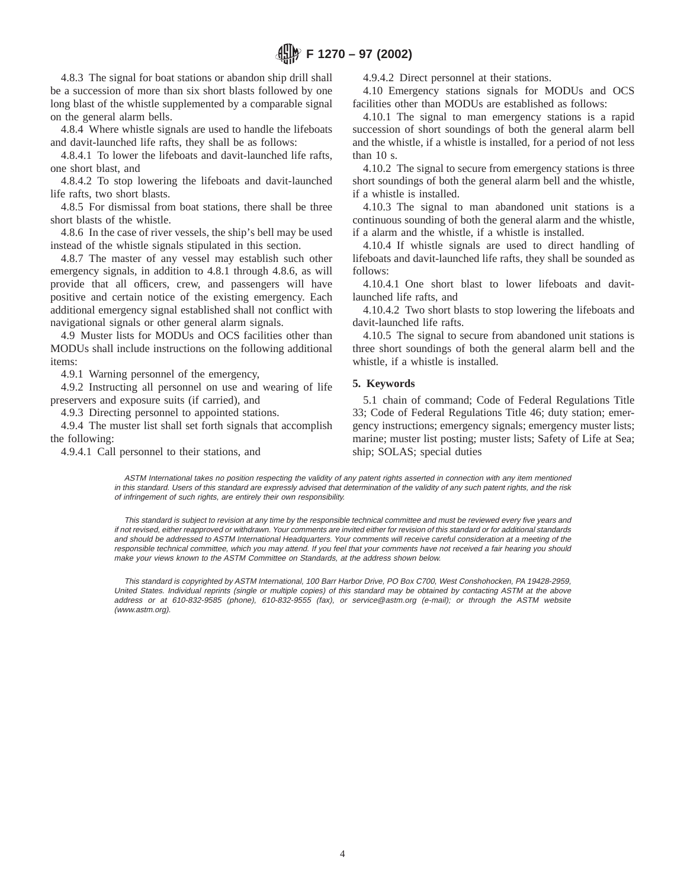4.8.3 The signal for boat stations or abandon ship drill shall be a succession of more than six short blasts followed by one long blast of the whistle supplemented by a comparable signal on the general alarm bells.

4.8.4 Where whistle signals are used to handle the lifeboats and davit-launched life rafts, they shall be as follows:

4.8.4.1 To lower the lifeboats and davit-launched life rafts, one short blast, and

4.8.4.2 To stop lowering the lifeboats and davit-launched life rafts, two short blasts.

4.8.5 For dismissal from boat stations, there shall be three short blasts of the whistle.

4.8.6 In the case of river vessels, the ship's bell may be used instead of the whistle signals stipulated in this section.

4.8.7 The master of any vessel may establish such other emergency signals, in addition to 4.8.1 through 4.8.6, as will provide that all officers, crew, and passengers will have positive and certain notice of the existing emergency. Each additional emergency signal established shall not conflict with navigational signals or other general alarm signals.

4.9 Muster lists for MODUs and OCS facilities other than MODUs shall include instructions on the following additional items:

4.9.1 Warning personnel of the emergency,

4.9.2 Instructing all personnel on use and wearing of life preservers and exposure suits (if carried), and

4.9.3 Directing personnel to appointed stations.

4.9.4 The muster list shall set forth signals that accomplish the following:

4.9.4.1 Call personnel to their stations, and

4.9.4.2 Direct personnel at their stations.

4.10 Emergency stations signals for MODUs and OCS facilities other than MODUs are established as follows:

4.10.1 The signal to man emergency stations is a rapid succession of short soundings of both the general alarm bell and the whistle, if a whistle is installed, for a period of not less than 10 s.

4.10.2 The signal to secure from emergency stations is three short soundings of both the general alarm bell and the whistle, if a whistle is installed.

4.10.3 The signal to man abandoned unit stations is a continuous sounding of both the general alarm and the whistle, if a alarm and the whistle, if a whistle is installed.

4.10.4 If whistle signals are used to direct handling of lifeboats and davit-launched life rafts, they shall be sounded as follows:

4.10.4.1 One short blast to lower lifeboats and davit-launched life rafts, and

4.10.4.2 Two short blasts to stop lowering the lifeboats and davit-launched life rafts.

4.10.5 The signal to secure from abandoned unit stations is three short soundings of both the general alarm bell and the whistle, if a whistle is installed.

## 5. Keywords

5.1 chain of command; Code of Federal Regulations Title 33; Code of Federal Regulations Title 46; duty station; emergency instructions; emergency signals; emergency muster lists; marine; muster list posting; muster lists; Safety of Life at Sea; ship; SOLAS; special duties

*ASTM International takes no position respecting the validity of any patent rights asserted in connection with any item mentioned in this standard. Users of this standard are expressly advised that determination of the validity of any such patent rights, and the risk of infringement of such rights, are entirely their own responsibility.*

*This standard is subject to revision at any time by the responsible technical committee and must be reviewed every five years and if not revised, either reapproved or withdrawn. Your comments are invited either for revision of this standard or for additional standards and should be addressed to ASTM International Headquarters. Your comments will receive careful consideration at a meeting of the responsible technical committee, which you may attend. If you feel that your comments have not received a fair hearing you should make your views known to the ASTM Committee on Standards, at the address shown below.*

*This standard is copyrighted by ASTM International, 100 Barr Harbor Drive, PO Box C700, West Conshohocken, PA 19428-2959, United States. Individual reprints (single or multiple copies) of this standard may be obtained by contacting ASTM at the above address or at 610-832-9585 (phone), 610-832-9555 (fax), or service@astm.org (e-mail); or through the ASTM website (www.astm.org).*